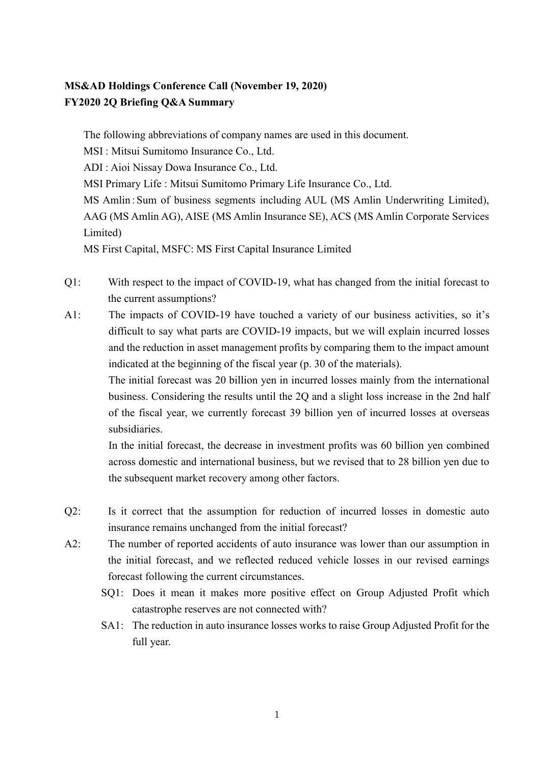**MS&AD Holdings Conference Call (November 19, 2020)**
**FY2020 2Q Briefing Q&A Summary**

The following abbreviations of company names are used in this document.

MSI : Mitsui Sumitomo Insurance Co., Ltd.

ADI : Aioi Nissay Dowa Insurance Co., Ltd.

MSI Primary Life : Mitsui Sumitomo Primary Life Insurance Co., Ltd.

MS Amlin：Sum of business segments including AUL (MS Amlin Underwriting Limited), AAG (MS Amlin AG), AISE (MS Amlin Insurance SE), ACS (MS Amlin Corporate Services Limited)

MS First Capital, MSFC: MS First Capital Insurance Limited

Q1: With respect to the impact of COVID-19, what has changed from the initial forecast to the current assumptions?

A1: The impacts of COVID-19 have touched a variety of our business activities, so it's difficult to say what parts are COVID-19 impacts, but we will explain incurred losses and the reduction in asset management profits by comparing them to the impact amount indicated at the beginning of the fiscal year (p. 30 of the materials).

The initial forecast was 20 billion yen in incurred losses mainly from the international business. Considering the results until the 2Q and a slight loss increase in the 2nd half of the fiscal year, we currently forecast 39 billion yen of incurred losses at overseas subsidiaries.

In the initial forecast, the decrease in investment profits was 60 billion yen combined across domestic and international business, but we revised that to 28 billion yen due to the subsequent market recovery among other factors.

Q2: Is it correct that the assumption for reduction of incurred losses in domestic auto insurance remains unchanged from the initial forecast?

A2: The number of reported accidents of auto insurance was lower than our assumption in the initial forecast, and we reflected reduced vehicle losses in our revised earnings forecast following the current circumstances.

SQ1: Does it mean it makes more positive effect on Group Adjusted Profit which catastrophe reserves are not connected with?

SA1: The reduction in auto insurance losses works to raise Group Adjusted Profit for the full year.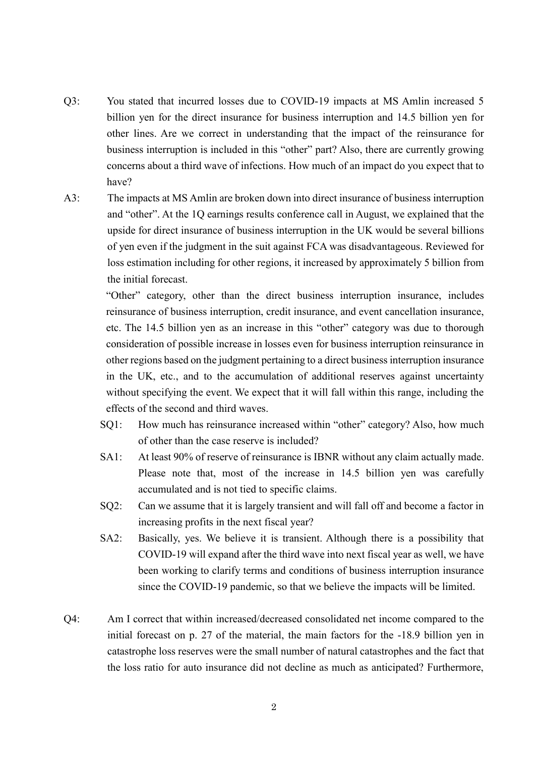Q3: You stated that incurred losses due to COVID-19 impacts at MS Amlin increased 5 billion yen for the direct insurance for business interruption and 14.5 billion yen for other lines. Are we correct in understanding that the impact of the reinsurance for business interruption is included in this "other" part? Also, there are currently growing concerns about a third wave of infections. How much of an impact do you expect that to have?

A3: The impacts at MS Amlin are broken down into direct insurance of business interruption and "other". At the 1Q earnings results conference call in August, we explained that the upside for direct insurance of business interruption in the UK would be several billions of yen even if the judgment in the suit against FCA was disadvantageous. Reviewed for loss estimation including for other regions, it increased by approximately 5 billion from the initial forecast.

"Other" category, other than the direct business interruption insurance, includes reinsurance of business interruption, credit insurance, and event cancellation insurance, etc. The 14.5 billion yen as an increase in this "other" category was due to thorough consideration of possible increase in losses even for business interruption reinsurance in other regions based on the judgment pertaining to a direct business interruption insurance in the UK, etc., and to the accumulation of additional reserves against uncertainty without specifying the event. We expect that it will fall within this range, including the effects of the second and third waves.

> SQ1: How much has reinsurance increased within "other" category? Also, how much of other than the case reserve is included?
>
> SA1: At least 90% of reserve of reinsurance is IBNR without any claim actually made. Please note that, most of the increase in 14.5 billion yen was carefully accumulated and is not tied to specific claims.
>
> SQ2: Can we assume that it is largely transient and will fall off and become a factor in increasing profits in the next fiscal year?
>
> SA2: Basically, yes. We believe it is transient. Although there is a possibility that COVID-19 will expand after the third wave into next fiscal year as well, we have been working to clarify terms and conditions of business interruption insurance since the COVID-19 pandemic, so that we believe the impacts will be limited.

Q4: Am I correct that within increased/decreased consolidated net income compared to the initial forecast on p. 27 of the material, the main factors for the -18.9 billion yen in catastrophe loss reserves were the small number of natural catastrophes and the fact that the loss ratio for auto insurance did not decline as much as anticipated? Furthermore,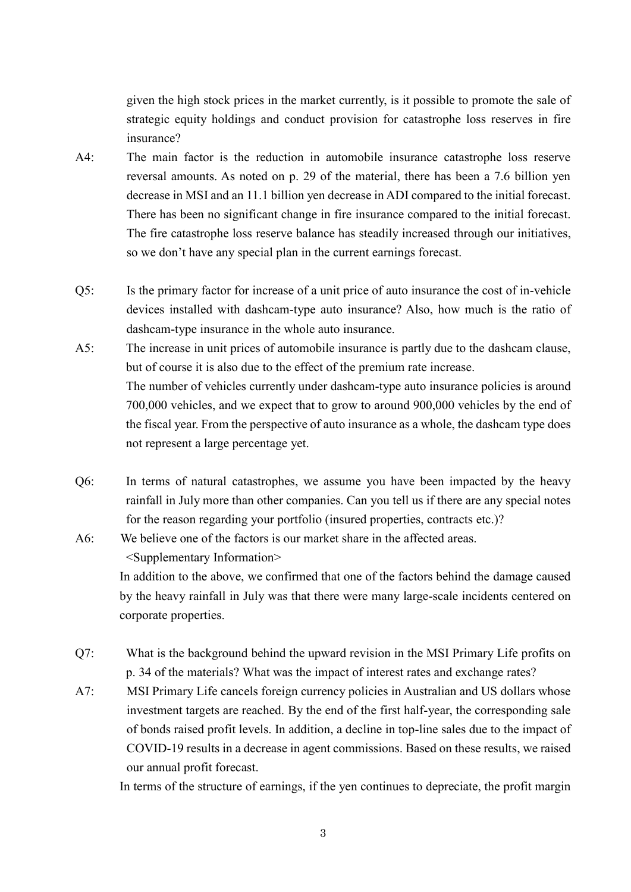given the high stock prices in the market currently, is it possible to promote the sale of strategic equity holdings and conduct provision for catastrophe loss reserves in fire insurance?

A4: The main factor is the reduction in automobile insurance catastrophe loss reserve reversal amounts. As noted on p. 29 of the material, there has been a 7.6 billion yen decrease in MSI and an 11.1 billion yen decrease in ADI compared to the initial forecast. There has been no significant change in fire insurance compared to the initial forecast. The fire catastrophe loss reserve balance has steadily increased through our initiatives, so we don't have any special plan in the current earnings forecast.

Q5: Is the primary factor for increase of a unit price of auto insurance the cost of in-vehicle devices installed with dashcam-type auto insurance? Also, how much is the ratio of dashcam-type insurance in the whole auto insurance.

A5: The increase in unit prices of automobile insurance is partly due to the dashcam clause, but of course it is also due to the effect of the premium rate increase.
The number of vehicles currently under dashcam-type auto insurance policies is around 700,000 vehicles, and we expect that to grow to around 900,000 vehicles by the end of the fiscal year. From the perspective of auto insurance as a whole, the dashcam type does not represent a large percentage yet.

Q6: In terms of natural catastrophes, we assume you have been impacted by the heavy rainfall in July more than other companies. Can you tell us if there are any special notes for the reason regarding your portfolio (insured properties, contracts etc.)?

A6: We believe one of the factors is our market share in the affected areas.
<Supplementary Information>
In addition to the above, we confirmed that one of the factors behind the damage caused by the heavy rainfall in July was that there were many large-scale incidents centered on corporate properties.

Q7: What is the background behind the upward revision in the MSI Primary Life profits on p. 34 of the materials? What was the impact of interest rates and exchange rates?

A7: MSI Primary Life cancels foreign currency policies in Australian and US dollars whose investment targets are reached. By the end of the first half-year, the corresponding sale of bonds raised profit levels. In addition, a decline in top-line sales due to the impact of COVID-19 results in a decrease in agent commissions. Based on these results, we raised our annual profit forecast.
In terms of the structure of earnings, if the yen continues to depreciate, the profit margin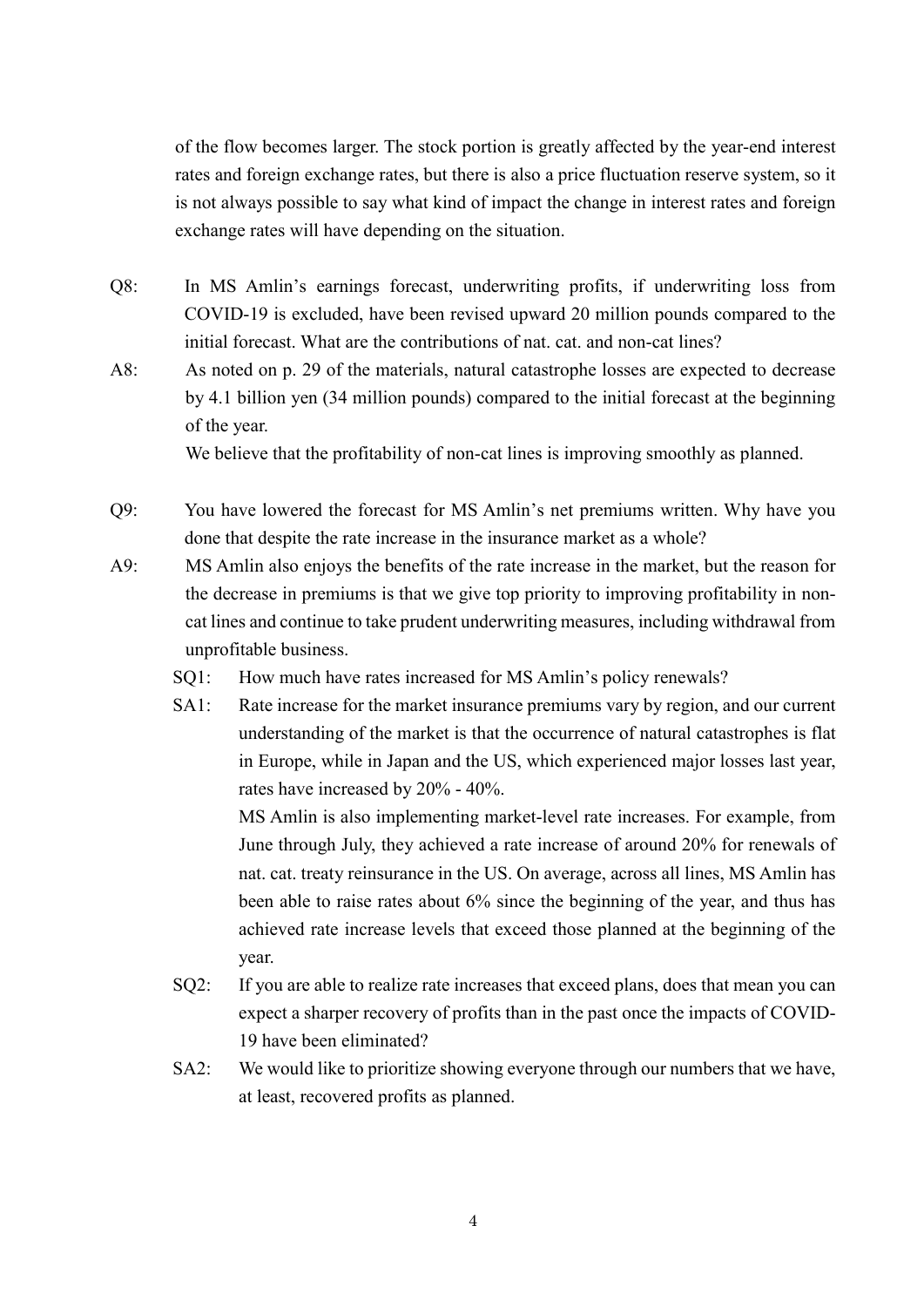of the flow becomes larger. The stock portion is greatly affected by the year-end interest rates and foreign exchange rates, but there is also a price fluctuation reserve system, so it is not always possible to say what kind of impact the change in interest rates and foreign exchange rates will have depending on the situation.

Q8: In MS Amlin's earnings forecast, underwriting profits, if underwriting loss from COVID-19 is excluded, have been revised upward 20 million pounds compared to the initial forecast. What are the contributions of nat. cat. and non-cat lines?

A8: As noted on p. 29 of the materials, natural catastrophe losses are expected to decrease by 4.1 billion yen (34 million pounds) compared to the initial forecast at the beginning of the year.
We believe that the profitability of non-cat lines is improving smoothly as planned.

Q9: You have lowered the forecast for MS Amlin's net premiums written. Why have you done that despite the rate increase in the insurance market as a whole?

A9: MS Amlin also enjoys the benefits of the rate increase in the market, but the reason for the decrease in premiums is that we give top priority to improving profitability in non-cat lines and continue to take prudent underwriting measures, including withdrawal from unprofitable business.

SQ1: How much have rates increased for MS Amlin's policy renewals?

SA1: Rate increase for the market insurance premiums vary by region, and our current understanding of the market is that the occurrence of natural catastrophes is flat in Europe, while in Japan and the US, which experienced major losses last year, rates have increased by 20% - 40%.
MS Amlin is also implementing market-level rate increases. For example, from June through July, they achieved a rate increase of around 20% for renewals of nat. cat. treaty reinsurance in the US. On average, across all lines, MS Amlin has been able to raise rates about 6% since the beginning of the year, and thus has achieved rate increase levels that exceed those planned at the beginning of the year.

SQ2: If you are able to realize rate increases that exceed plans, does that mean you can expect a sharper recovery of profits than in the past once the impacts of COVID-19 have been eliminated?

SA2: We would like to prioritize showing everyone through our numbers that we have, at least, recovered profits as planned.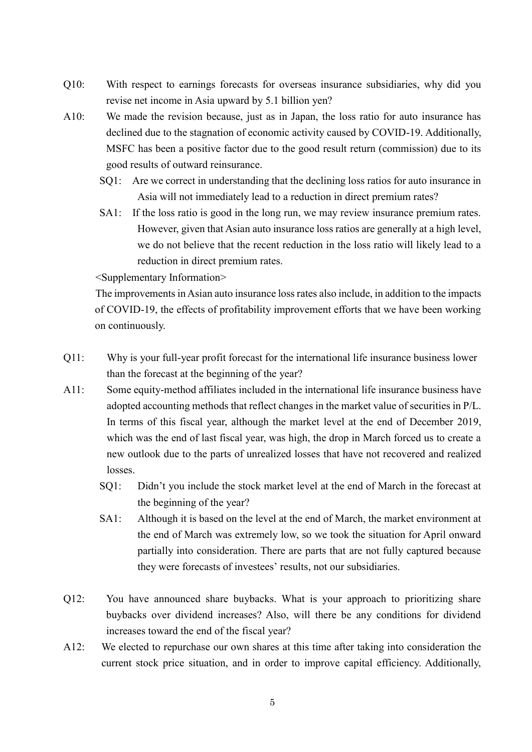Q10: With respect to earnings forecasts for overseas insurance subsidiaries, why did you revise net income in Asia upward by 5.1 billion yen?

A10: We made the revision because, just as in Japan, the loss ratio for auto insurance has declined due to the stagnation of economic activity caused by COVID-19. Additionally, MSFC has been a positive factor due to the good result return (commission) due to its good results of outward reinsurance.

SQ1: Are we correct in understanding that the declining loss ratios for auto insurance in Asia will not immediately lead to a reduction in direct premium rates?

SA1: If the loss ratio is good in the long run, we may review insurance premium rates. However, given that Asian auto insurance loss ratios are generally at a high level, we do not believe that the recent reduction in the loss ratio will likely lead to a reduction in direct premium rates.

<Supplementary Information>

The improvements in Asian auto insurance loss rates also include, in addition to the impacts of COVID-19, the effects of profitability improvement efforts that we have been working on continuously.

Q11: Why is your full-year profit forecast for the international life insurance business lower than the forecast at the beginning of the year?

A11: Some equity-method affiliates included in the international life insurance business have adopted accounting methods that reflect changes in the market value of securities in P/L. In terms of this fiscal year, although the market level at the end of December 2019, which was the end of last fiscal year, was high, the drop in March forced us to create a new outlook due to the parts of unrealized losses that have not recovered and realized losses.

SQ1: Didn't you include the stock market level at the end of March in the forecast at the beginning of the year?

SA1: Although it is based on the level at the end of March, the market environment at the end of March was extremely low, so we took the situation for April onward partially into consideration. There are parts that are not fully captured because they were forecasts of investees' results, not our subsidiaries.

Q12: You have announced share buybacks. What is your approach to prioritizing share buybacks over dividend increases? Also, will there be any conditions for dividend increases toward the end of the fiscal year?

A12: We elected to repurchase our own shares at this time after taking into consideration the current stock price situation, and in order to improve capital efficiency. Additionally,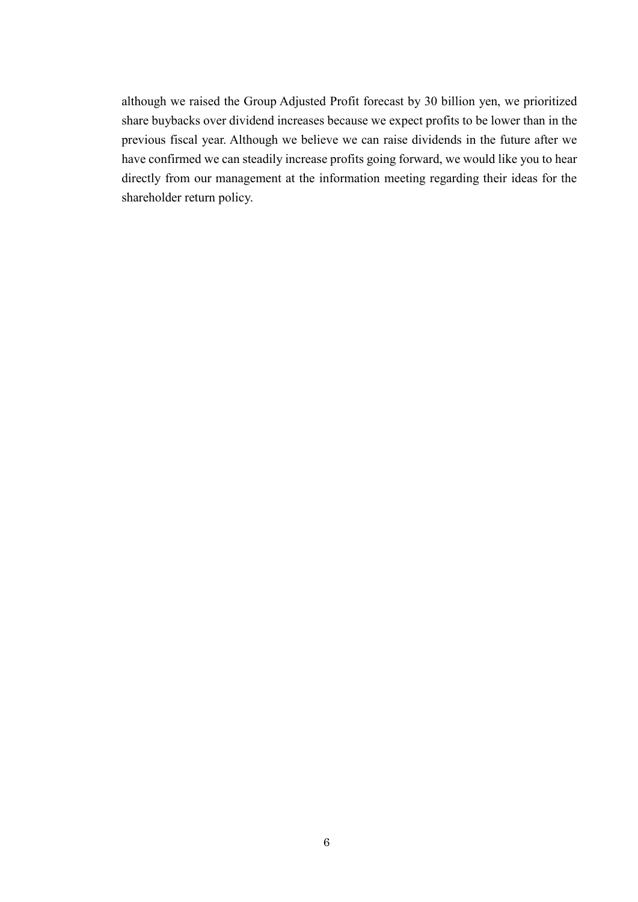although we raised the Group Adjusted Profit forecast by 30 billion yen, we prioritized share buybacks over dividend increases because we expect profits to be lower than in the previous fiscal year. Although we believe we can raise dividends in the future after we have confirmed we can steadily increase profits going forward, we would like you to hear directly from our management at the information meeting regarding their ideas for the shareholder return policy.